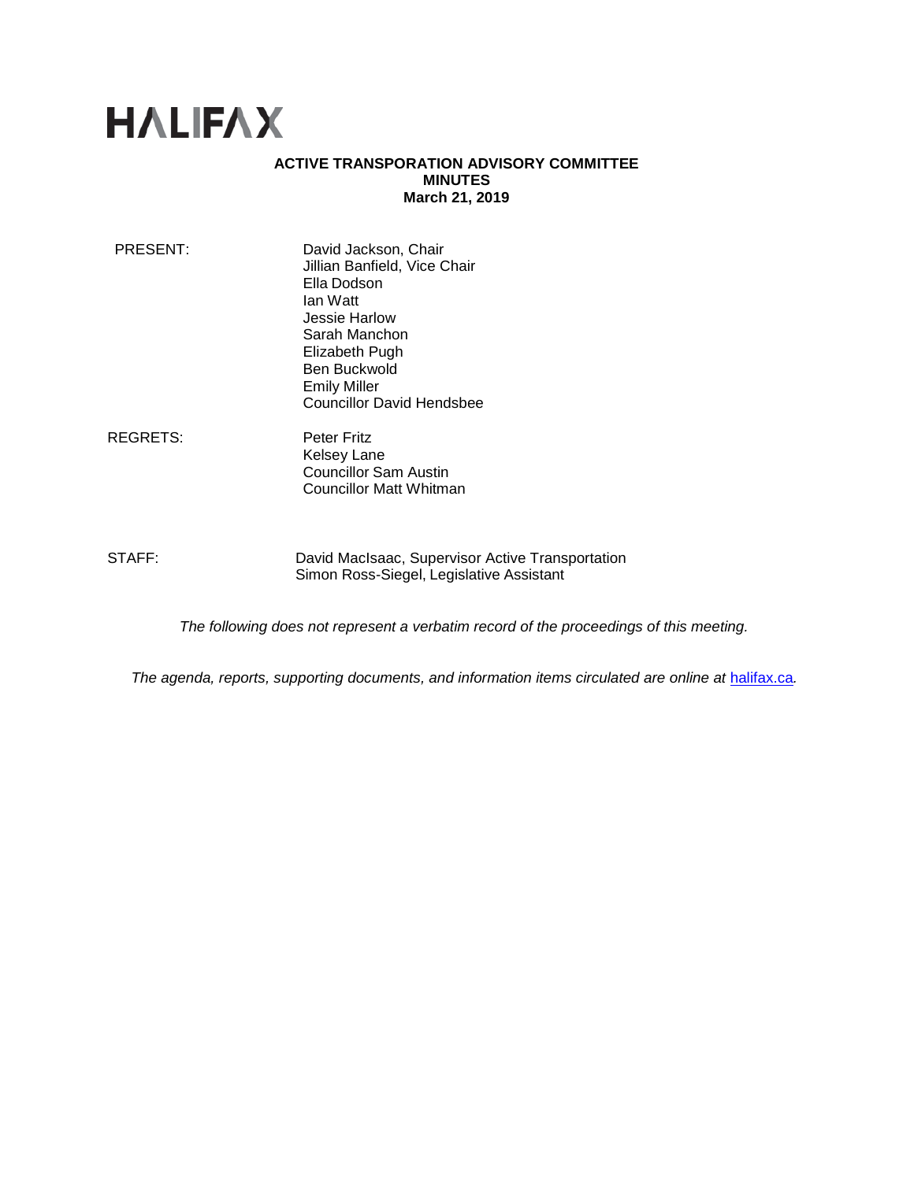# HALIFAX

**ACTIVE TRANSPORATION ADVISORY COMMITTEE**
**MINUTES**
**March 21, 2019**

PRESENT: David Jackson, Chair
Jillian Banfield, Vice Chair
Ella Dodson
Ian Watt
Jessie Harlow
Sarah Manchon
Elizabeth Pugh
Ben Buckwold
Emily Miller
Councillor David Hendsbee

REGRETS: Peter Fritz
Kelsey Lane
Councillor Sam Austin
Councillor Matt Whitman

STAFF: David MacIsaac, Supervisor Active Transportation
Simon Ross-Siegel, Legislative Assistant

*The following does not represent a verbatim record of the proceedings of this meeting.*

*The agenda, reports, supporting documents, and information items circulated are online at* [halifax.ca](halifax.ca).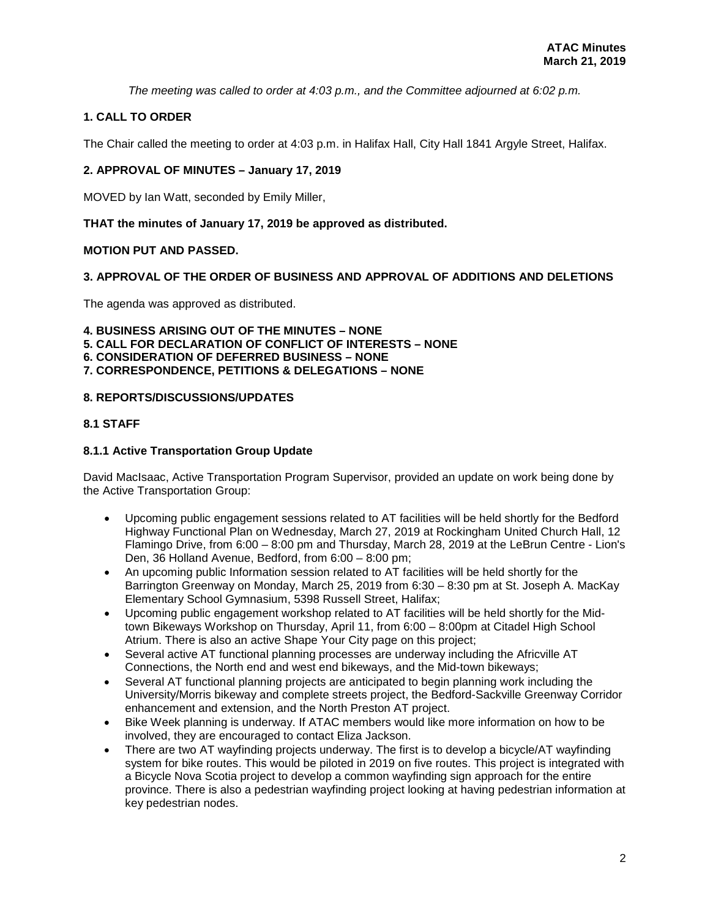*The meeting was called to order at 4:03 p.m., and the Committee adjourned at 6:02 p.m.*

## 1. CALL TO ORDER

The Chair called the meeting to order at 4:03 p.m. in Halifax Hall, City Hall 1841 Argyle Street, Halifax.

## 2. APPROVAL OF MINUTES – January 17, 2019

MOVED by Ian Watt, seconded by Emily Miller,

**THAT the minutes of January 17, 2019 be approved as distributed.**

**MOTION PUT AND PASSED.**

## 3. APPROVAL OF THE ORDER OF BUSINESS AND APPROVAL OF ADDITIONS AND DELETIONS

The agenda was approved as distributed.

## 4. BUSINESS ARISING OUT OF THE MINUTES – NONE
## 5. CALL FOR DECLARATION OF CONFLICT OF INTERESTS – NONE
## 6. CONSIDERATION OF DEFERRED BUSINESS – NONE
## 7. CORRESPONDENCE, PETITIONS & DELEGATIONS – NONE

## 8. REPORTS/DISCUSSIONS/UPDATES

### 8.1 STAFF

#### 8.1.1 Active Transportation Group Update

David MacIsaac, Active Transportation Program Supervisor, provided an update on work being done by the Active Transportation Group:

- Upcoming public engagement sessions related to AT facilities will be held shortly for the Bedford Highway Functional Plan on Wednesday, March 27, 2019 at Rockingham United Church Hall, 12 Flamingo Drive, from 6:00 – 8:00 pm and Thursday, March 28, 2019 at the LeBrun Centre - Lion's Den, 36 Holland Avenue, Bedford, from 6:00 – 8:00 pm;
- An upcoming public Information session related to AT facilities will be held shortly for the Barrington Greenway on Monday, March 25, 2019 from 6:30 – 8:30 pm at St. Joseph A. MacKay Elementary School Gymnasium, 5398 Russell Street, Halifax;
- Upcoming public engagement workshop related to AT facilities will be held shortly for the Mid-town Bikeways Workshop on Thursday, April 11, from 6:00 – 8:00pm at Citadel High School Atrium. There is also an active Shape Your City page on this project;
- Several active AT functional planning processes are underway including the Africville AT Connections, the North end and west end bikeways, and the Mid-town bikeways;
- Several AT functional planning projects are anticipated to begin planning work including the University/Morris bikeway and complete streets project, the Bedford-Sackville Greenway Corridor enhancement and extension, and the North Preston AT project.
- Bike Week planning is underway. If ATAC members would like more information on how to be involved, they are encouraged to contact Eliza Jackson.
- There are two AT wayfinding projects underway. The first is to develop a bicycle/AT wayfinding system for bike routes. This would be piloted in 2019 on five routes. This project is integrated with a Bicycle Nova Scotia project to develop a common wayfinding sign approach for the entire province. There is also a pedestrian wayfinding project looking at having pedestrian information at key pedestrian nodes.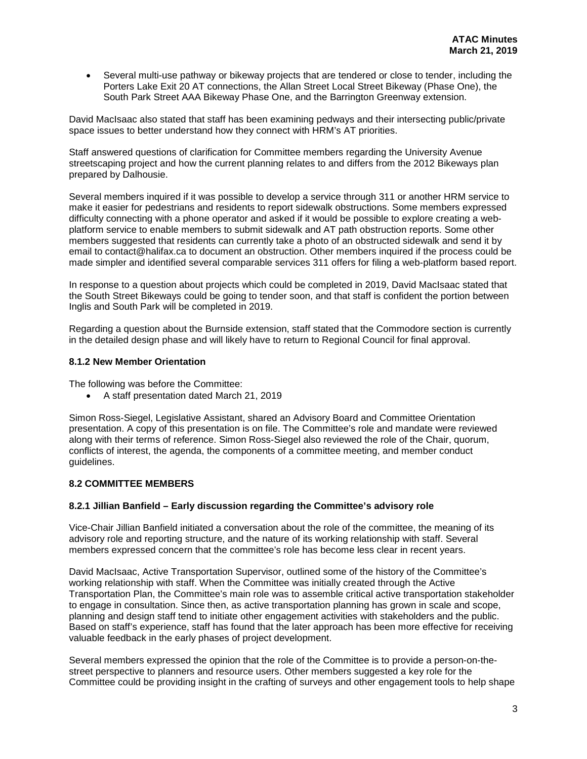- Several multi-use pathway or bikeway projects that are tendered or close to tender, including the Porters Lake Exit 20 AT connections, the Allan Street Local Street Bikeway (Phase One), the South Park Street AAA Bikeway Phase One, and the Barrington Greenway extension.

David MacIsaac also stated that staff has been examining pedways and their intersecting public/private space issues to better understand how they connect with HRM's AT priorities.

Staff answered questions of clarification for Committee members regarding the University Avenue streetscaping project and how the current planning relates to and differs from the 2012 Bikeways plan prepared by Dalhousie.

Several members inquired if it was possible to develop a service through 311 or another HRM service to make it easier for pedestrians and residents to report sidewalk obstructions. Some members expressed difficulty connecting with a phone operator and asked if it would be possible to explore creating a web-platform service to enable members to submit sidewalk and AT path obstruction reports. Some other members suggested that residents can currently take a photo of an obstructed sidewalk and send it by email to contact@halifax.ca to document an obstruction. Other members inquired if the process could be made simpler and identified several comparable services 311 offers for filing a web-platform based report.

In response to a question about projects which could be completed in 2019, David MacIsaac stated that the South Street Bikeways could be going to tender soon, and that staff is confident the portion between Inglis and South Park will be completed in 2019.

Regarding a question about the Burnside extension, staff stated that the Commodore section is currently in the detailed design phase and will likely have to return to Regional Council for final approval.

### 8.1.2 New Member Orientation

The following was before the Committee:

- A staff presentation dated March 21, 2019

Simon Ross-Siegel, Legislative Assistant, shared an Advisory Board and Committee Orientation presentation. A copy of this presentation is on file. The Committee's role and mandate were reviewed along with their terms of reference. Simon Ross-Siegel also reviewed the role of the Chair, quorum, conflicts of interest, the agenda, the components of a committee meeting, and member conduct guidelines.

## 8.2 COMMITTEE MEMBERS

### 8.2.1 Jillian Banfield – Early discussion regarding the Committee's advisory role

Vice-Chair Jillian Banfield initiated a conversation about the role of the committee, the meaning of its advisory role and reporting structure, and the nature of its working relationship with staff. Several members expressed concern that the committee's role has become less clear in recent years.

David MacIsaac, Active Transportation Supervisor, outlined some of the history of the Committee's working relationship with staff. When the Committee was initially created through the Active Transportation Plan, the Committee's main role was to assemble critical active transportation stakeholder to engage in consultation. Since then, as active transportation planning has grown in scale and scope, planning and design staff tend to initiate other engagement activities with stakeholders and the public. Based on staff's experience, staff has found that the later approach has been more effective for receiving valuable feedback in the early phases of project development.

Several members expressed the opinion that the role of the Committee is to provide a person-on-the-street perspective to planners and resource users. Other members suggested a key role for the Committee could be providing insight in the crafting of surveys and other engagement tools to help shape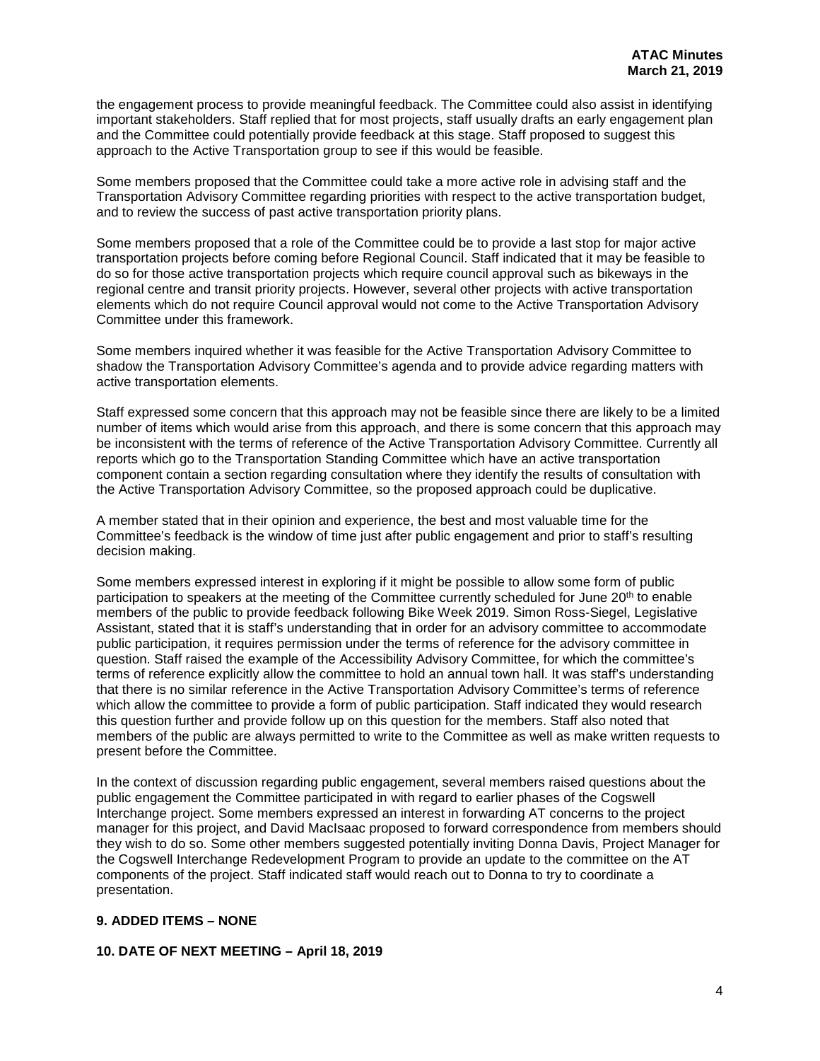the engagement process to provide meaningful feedback. The Committee could also assist in identifying important stakeholders. Staff replied that for most projects, staff usually drafts an early engagement plan and the Committee could potentially provide feedback at this stage. Staff proposed to suggest this approach to the Active Transportation group to see if this would be feasible.

Some members proposed that the Committee could take a more active role in advising staff and the Transportation Advisory Committee regarding priorities with respect to the active transportation budget, and to review the success of past active transportation priority plans.

Some members proposed that a role of the Committee could be to provide a last stop for major active transportation projects before coming before Regional Council. Staff indicated that it may be feasible to do so for those active transportation projects which require council approval such as bikeways in the regional centre and transit priority projects. However, several other projects with active transportation elements which do not require Council approval would not come to the Active Transportation Advisory Committee under this framework.

Some members inquired whether it was feasible for the Active Transportation Advisory Committee to shadow the Transportation Advisory Committee's agenda and to provide advice regarding matters with active transportation elements.

Staff expressed some concern that this approach may not be feasible since there are likely to be a limited number of items which would arise from this approach, and there is some concern that this approach may be inconsistent with the terms of reference of the Active Transportation Advisory Committee. Currently all reports which go to the Transportation Standing Committee which have an active transportation component contain a section regarding consultation where they identify the results of consultation with the Active Transportation Advisory Committee, so the proposed approach could be duplicative.

A member stated that in their opinion and experience, the best and most valuable time for the Committee's feedback is the window of time just after public engagement and prior to staff's resulting decision making.

Some members expressed interest in exploring if it might be possible to allow some form of public participation to speakers at the meeting of the Committee currently scheduled for June 20th to enable members of the public to provide feedback following Bike Week 2019. Simon Ross-Siegel, Legislative Assistant, stated that it is staff's understanding that in order for an advisory committee to accommodate public participation, it requires permission under the terms of reference for the advisory committee in question. Staff raised the example of the Accessibility Advisory Committee, for which the committee's terms of reference explicitly allow the committee to hold an annual town hall. It was staff's understanding that there is no similar reference in the Active Transportation Advisory Committee's terms of reference which allow the committee to provide a form of public participation. Staff indicated they would research this question further and provide follow up on this question for the members. Staff also noted that members of the public are always permitted to write to the Committee as well as make written requests to present before the Committee.

In the context of discussion regarding public engagement, several members raised questions about the public engagement the Committee participated in with regard to earlier phases of the Cogswell Interchange project. Some members expressed an interest in forwarding AT concerns to the project manager for this project, and David MacIsaac proposed to forward correspondence from members should they wish to do so. Some other members suggested potentially inviting Donna Davis, Project Manager for the Cogswell Interchange Redevelopment Program to provide an update to the committee on the AT components of the project. Staff indicated staff would reach out to Donna to try to coordinate a presentation.

**9. ADDED ITEMS – NONE**

**10. DATE OF NEXT MEETING – April 18, 2019**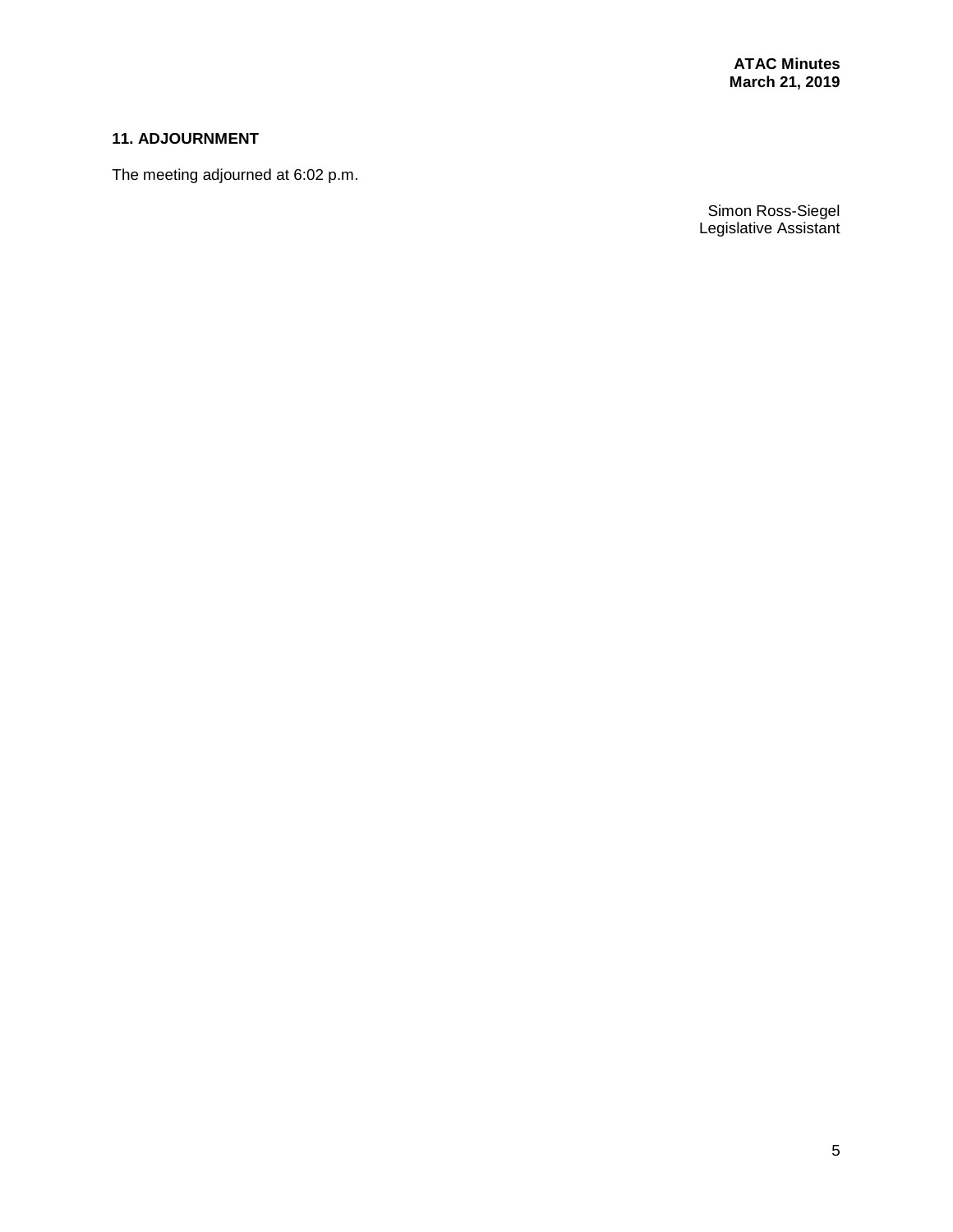## 11. ADJOURNMENT

The meeting adjourned at 6:02 p.m.

Simon Ross-Siegel
Legislative Assistant